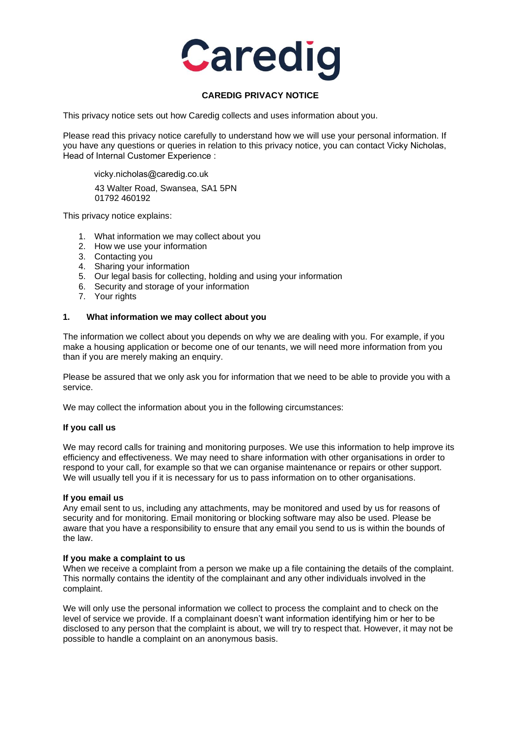# Caredig

**CAREDIG PRIVACY NOTICE**

This privacy notice sets out how Caredig collects and uses information about you.

Please read this privacy notice carefully to understand how we will use your personal information. If you have any questions or queries in relation to this privacy notice, you can contact Vicky Nicholas, Head of Internal Customer Experience :

> vicky.nicholas@caredig.co.uk
>
> 43 Walter Road, Swansea, SA1 5PN
> 01792 460192

This privacy notice explains:

1. What information we may collect about you
2. How we use your information
3. Contacting you
4. Sharing your information
5. Our legal basis for collecting, holding and using your information
6. Security and storage of your information
7. Your rights

## 1. What information we may collect about you

The information we collect about you depends on why we are dealing with you. For example, if you make a housing application or become one of our tenants, we will need more information from you than if you are merely making an enquiry.

Please be assured that we only ask you for information that we need to be able to provide you with a service.

We may collect the information about you in the following circumstances:

**If you call us**

We may record calls for training and monitoring purposes. We use this information to help improve its efficiency and effectiveness. We may need to share information with other organisations in order to respond to your call, for example so that we can organise maintenance or repairs or other support. We will usually tell you if it is necessary for us to pass information on to other organisations.

**If you email us**

Any email sent to us, including any attachments, may be monitored and used by us for reasons of security and for monitoring. Email monitoring or blocking software may also be used. Please be aware that you have a responsibility to ensure that any email you send to us is within the bounds of the law.

**If you make a complaint to us**

When we receive a complaint from a person we make up a file containing the details of the complaint. This normally contains the identity of the complainant and any other individuals involved in the complaint.

We will only use the personal information we collect to process the complaint and to check on the level of service we provide. If a complainant doesn't want information identifying him or her to be disclosed to any person that the complaint is about, we will try to respect that. However, it may not be possible to handle a complaint on an anonymous basis.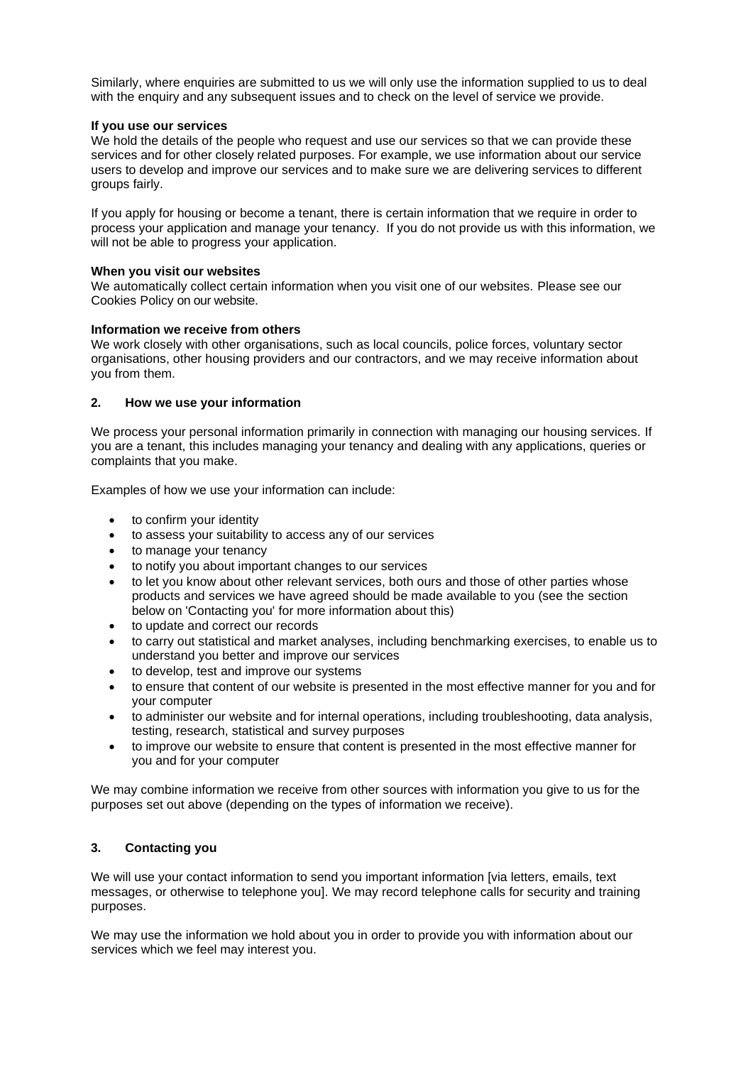Similarly, where enquiries are submitted to us we will only use the information supplied to us to deal with the enquiry and any subsequent issues and to check on the level of service we provide.

**If you use our services**
We hold the details of the people who request and use our services so that we can provide these services and for other closely related purposes. For example, we use information about our service users to develop and improve our services and to make sure we are delivering services to different groups fairly.

If you apply for housing or become a tenant, there is certain information that we require in order to process your application and manage your tenancy. If you do not provide us with this information, we will not be able to progress your application.

**When you visit our websites**
We automatically collect certain information when you visit one of our websites. Please see our Cookies Policy on our website.

**Information we receive from others**
We work closely with other organisations, such as local councils, police forces, voluntary sector organisations, other housing providers and our contractors, and we may receive information about you from them.

## 2. How we use your information

We process your personal information primarily in connection with managing our housing services. If you are a tenant, this includes managing your tenancy and dealing with any applications, queries or complaints that you make.

Examples of how we use your information can include:

- to confirm your identity
- to assess your suitability to access any of our services
- to manage your tenancy
- to notify you about important changes to our services
- to let you know about other relevant services, both ours and those of other parties whose products and services we have agreed should be made available to you (see the section below on 'Contacting you' for more information about this)
- to update and correct our records
- to carry out statistical and market analyses, including benchmarking exercises, to enable us to understand you better and improve our services
- to develop, test and improve our systems
- to ensure that content of our website is presented in the most effective manner for you and for your computer
- to administer our website and for internal operations, including troubleshooting, data analysis, testing, research, statistical and survey purposes
- to improve our website to ensure that content is presented in the most effective manner for you and for your computer

We may combine information we receive from other sources with information you give to us for the purposes set out above (depending on the types of information we receive).

## 3. Contacting you

We will use your contact information to send you important information [via letters, emails, text messages, or otherwise to telephone you]. We may record telephone calls for security and training purposes.

We may use the information we hold about you in order to provide you with information about our services which we feel may interest you.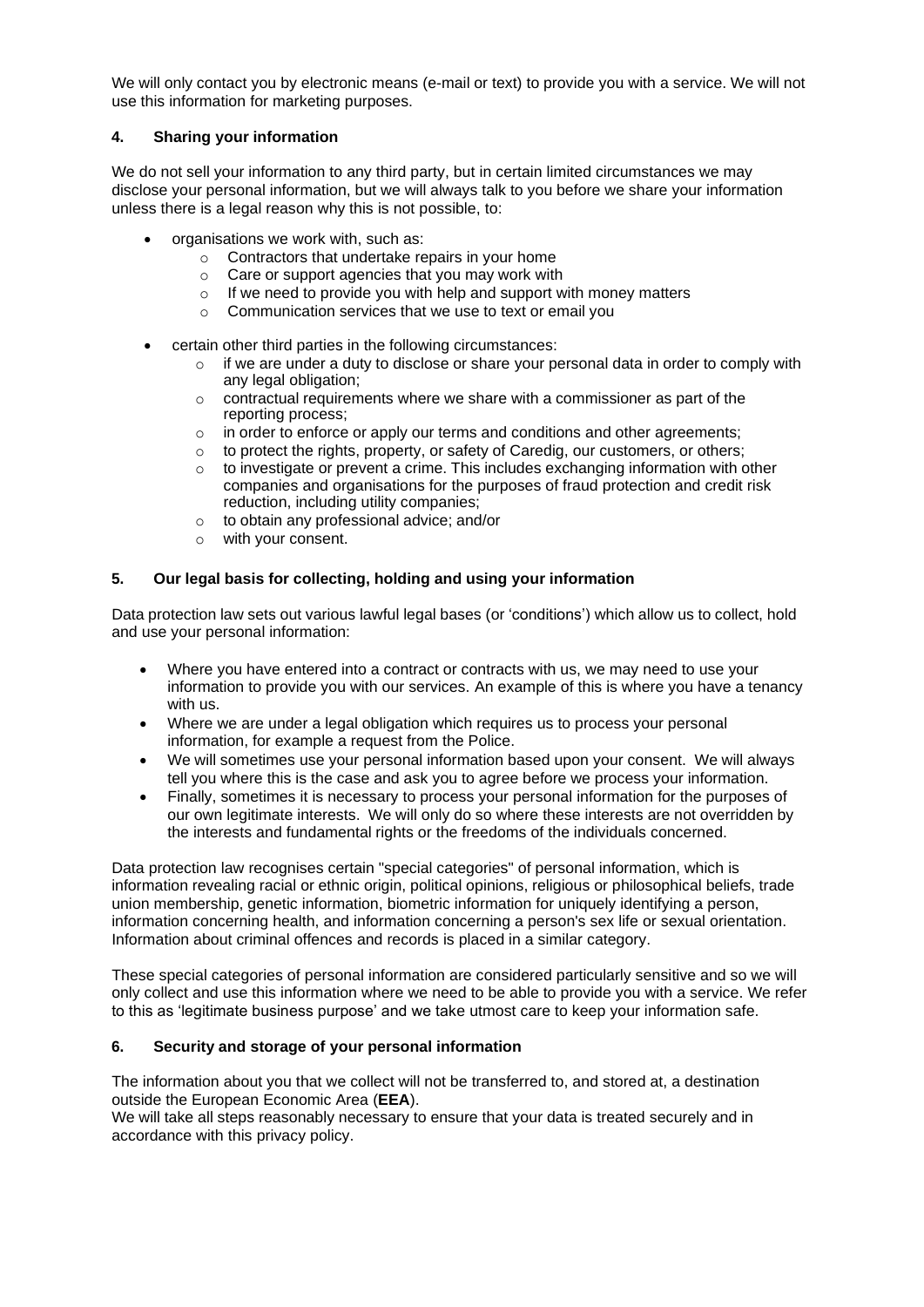We will only contact you by electronic means (e-mail or text) to provide you with a service. We will not use this information for marketing purposes.

## 4. Sharing your information

We do not sell your information to any third party, but in certain limited circumstances we may disclose your personal information, but we will always talk to you before we share your information unless there is a legal reason why this is not possible, to:

- organisations we work with, such as:
  - Contractors that undertake repairs in your home
  - Care or support agencies that you may work with
  - If we need to provide you with help and support with money matters
  - Communication services that we use to text or email you
- certain other third parties in the following circumstances:
  - if we are under a duty to disclose or share your personal data in order to comply with any legal obligation;
  - contractual requirements where we share with a commissioner as part of the reporting process;
  - in order to enforce or apply our terms and conditions and other agreements;
  - to protect the rights, property, or safety of Caredig, our customers, or others;
  - to investigate or prevent a crime. This includes exchanging information with other companies and organisations for the purposes of fraud protection and credit risk reduction, including utility companies;
  - to obtain any professional advice; and/or
  - with your consent.

## 5. Our legal basis for collecting, holding and using your information

Data protection law sets out various lawful legal bases (or 'conditions') which allow us to collect, hold and use your personal information:

- Where you have entered into a contract or contracts with us, we may need to use your information to provide you with our services. An example of this is where you have a tenancy with us.
- Where we are under a legal obligation which requires us to process your personal information, for example a request from the Police.
- We will sometimes use your personal information based upon your consent. We will always tell you where this is the case and ask you to agree before we process your information.
- Finally, sometimes it is necessary to process your personal information for the purposes of our own legitimate interests. We will only do so where these interests are not overridden by the interests and fundamental rights or the freedoms of the individuals concerned.

Data protection law recognises certain "special categories" of personal information, which is information revealing racial or ethnic origin, political opinions, religious or philosophical beliefs, trade union membership, genetic information, biometric information for uniquely identifying a person, information concerning health, and information concerning a person's sex life or sexual orientation. Information about criminal offences and records is placed in a similar category.

These special categories of personal information are considered particularly sensitive and so we will only collect and use this information where we need to be able to provide you with a service. We refer to this as 'legitimate business purpose' and we take utmost care to keep your information safe.

## 6. Security and storage of your personal information

The information about you that we collect will not be transferred to, and stored at, a destination outside the European Economic Area (**EEA**).
We will take all steps reasonably necessary to ensure that your data is treated securely and in accordance with this privacy policy.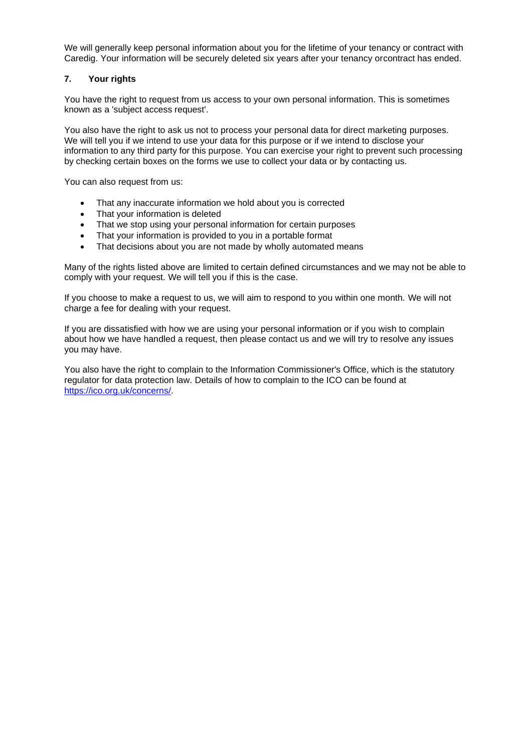We will generally keep personal information about you for the lifetime of your tenancy or contract with Caredig. Your information will be securely deleted six years after your tenancy orcontract has ended.

## 7. Your rights

You have the right to request from us access to your own personal information. This is sometimes known as a 'subject access request'.

You also have the right to ask us not to process your personal data for direct marketing purposes. We will tell you if we intend to use your data for this purpose or if we intend to disclose your information to any third party for this purpose. You can exercise your right to prevent such processing by checking certain boxes on the forms we use to collect your data or by contacting us.

You can also request from us:

- That any inaccurate information we hold about you is corrected
- That your information is deleted
- That we stop using your personal information for certain purposes
- That your information is provided to you in a portable format
- That decisions about you are not made by wholly automated means

Many of the rights listed above are limited to certain defined circumstances and we may not be able to comply with your request. We will tell you if this is the case.

If you choose to make a request to us, we will aim to respond to you within one month. We will not charge a fee for dealing with your request.

If you are dissatisfied with how we are using your personal information or if you wish to complain about how we have handled a request, then please contact us and we will try to resolve any issues you may have.

You also have the right to complain to the Information Commissioner's Office, which is the statutory regulator for data protection law. Details of how to complain to the ICO can be found at [https://ico.org.uk/concerns/](https://ico.org.uk/concerns/).